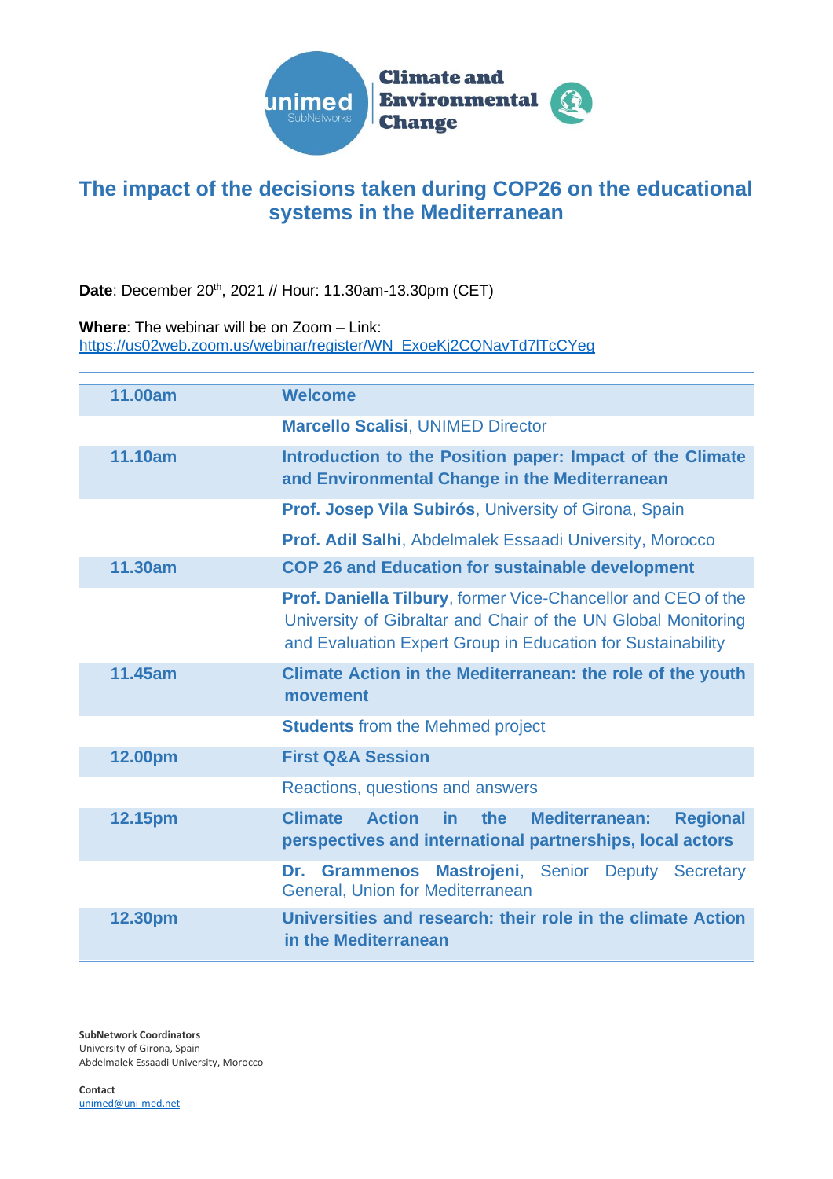unimed SubNetworks | Climate and Environmental Change

# The impact of the decisions taken during COP26 on the educational systems in the Mediterranean

**Date**: December 20th, 2021 // Hour: 11.30am-13.30pm (CET)

**Where**: The webinar will be on Zoom – Link: https://us02web.zoom.us/webinar/register/WN_ExoeKj2CQNavTd7lTcCYeg

| | |
|---|---|
| **11.00am** | **Welcome** |
| | **Marcello Scalisi**, UNIMED Director |
| **11.10am** | **Introduction to the Position paper: Impact of the Climate and Environmental Change in the Mediterranean** |
| | **Prof. Josep Vila Subirós**, University of Girona, Spain<br>**Prof. Adil Salhi**, Abdelmalek Essaadi University, Morocco |
| **11.30am** | **COP 26 and Education for sustainable development** |
| | **Prof. Daniella Tilbury**, former Vice-Chancellor and CEO of the University of Gibraltar and Chair of the UN Global Monitoring and Evaluation Expert Group in Education for Sustainability |
| **11.45am** | **Climate Action in the Mediterranean: the role of the youth movement** |
| | **Students** from the Mehmed project |
| **12.00pm** | **First Q&A Session** |
| | Reactions, questions and answers |
| **12.15pm** | **Climate Action in the Mediterranean: Regional perspectives and international partnerships, local actors** |
| | **Dr. Grammenos Mastrojeni**, Senior Deputy Secretary General, Union for Mediterranean |
| **12.30pm** | **Universities and research: their role in the climate Action in the Mediterranean** |

**SubNetwork Coordinators**
University of Girona, Spain
Abdelmalek Essaadi University, Morocco

**Contact**
unimed@uni-med.net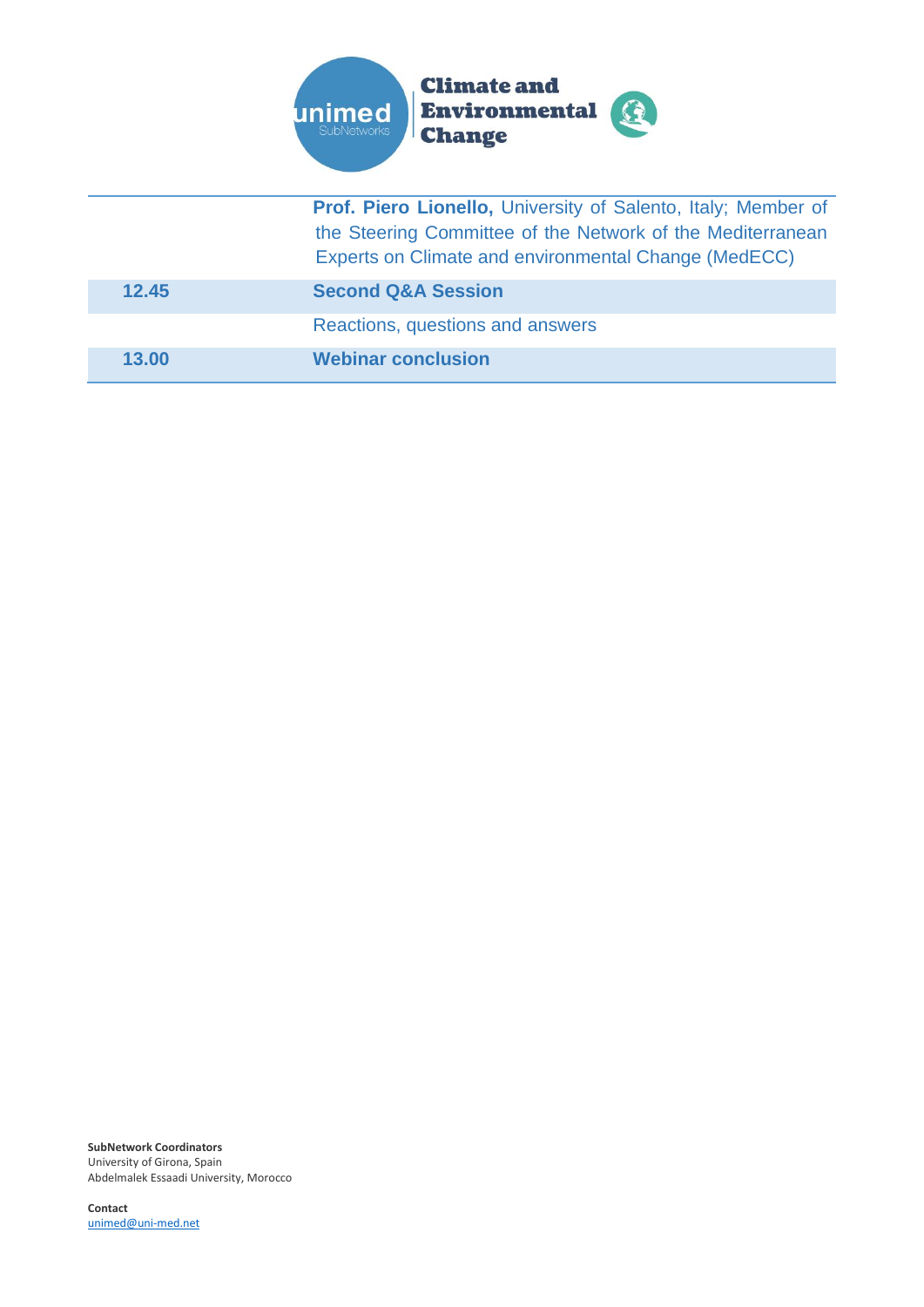| | |
|---|---|
| | **Prof. Piero Lionello,** University of Salento, Italy; Member of the Steering Committee of the Network of the Mediterranean Experts on Climate and environmental Change (MedECC) |
| **12.45** | **Second Q&A Session** |
| | Reactions, questions and answers |
| **13.00** | **Webinar conclusion** |

**SubNetwork Coordinators**
University of Girona, Spain
Abdelmalek Essaadi University, Morocco

**Contact**
unimed@uni-med.net